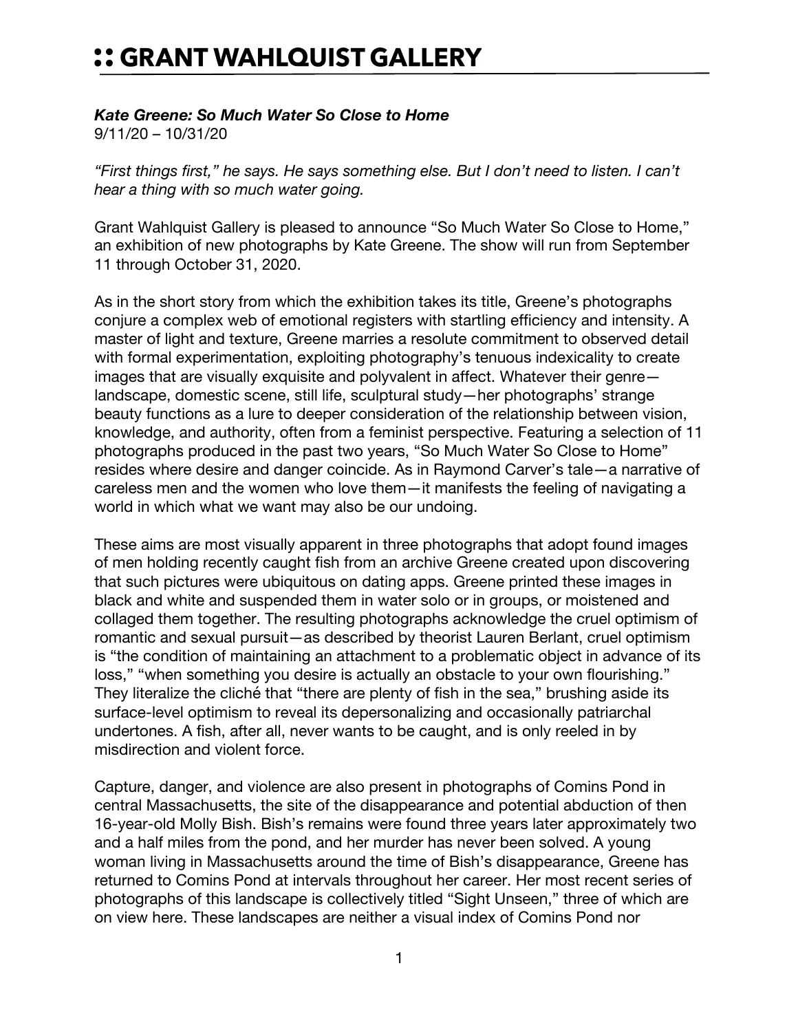# :: GRANT WAHLQUIST GALLERY

***Kate Greene: So Much Water So Close to Home***
9/11/20 – 10/31/20

*"First things first," he says. He says something else. But I don't need to listen. I can't hear a thing with so much water going.*

Grant Wahlquist Gallery is pleased to announce "So Much Water So Close to Home," an exhibition of new photographs by Kate Greene. The show will run from September 11 through October 31, 2020.

As in the short story from which the exhibition takes its title, Greene's photographs conjure a complex web of emotional registers with startling efficiency and intensity. A master of light and texture, Greene marries a resolute commitment to observed detail with formal experimentation, exploiting photography's tenuous indexicality to create images that are visually exquisite and polyvalent in affect. Whatever their genre—landscape, domestic scene, still life, sculptural study—her photographs' strange beauty functions as a lure to deeper consideration of the relationship between vision, knowledge, and authority, often from a feminist perspective. Featuring a selection of 11 photographs produced in the past two years, "So Much Water So Close to Home" resides where desire and danger coincide. As in Raymond Carver's tale—a narrative of careless men and the women who love them—it manifests the feeling of navigating a world in which what we want may also be our undoing.

These aims are most visually apparent in three photographs that adopt found images of men holding recently caught fish from an archive Greene created upon discovering that such pictures were ubiquitous on dating apps. Greene printed these images in black and white and suspended them in water solo or in groups, or moistened and collaged them together. The resulting photographs acknowledge the cruel optimism of romantic and sexual pursuit—as described by theorist Lauren Berlant, cruel optimism is "the condition of maintaining an attachment to a problematic object in advance of its loss," "when something you desire is actually an obstacle to your own flourishing." They literalize the cliché that "there are plenty of fish in the sea," brushing aside its surface-level optimism to reveal its depersonalizing and occasionally patriarchal undertones. A fish, after all, never wants to be caught, and is only reeled in by misdirection and violent force.

Capture, danger, and violence are also present in photographs of Comins Pond in central Massachusetts, the site of the disappearance and potential abduction of then 16-year-old Molly Bish. Bish's remains were found three years later approximately two and a half miles from the pond, and her murder has never been solved. A young woman living in Massachusetts around the time of Bish's disappearance, Greene has returned to Comins Pond at intervals throughout her career. Her most recent series of photographs of this landscape is collectively titled "Sight Unseen," three of which are on view here. These landscapes are neither a visual index of Comins Pond nor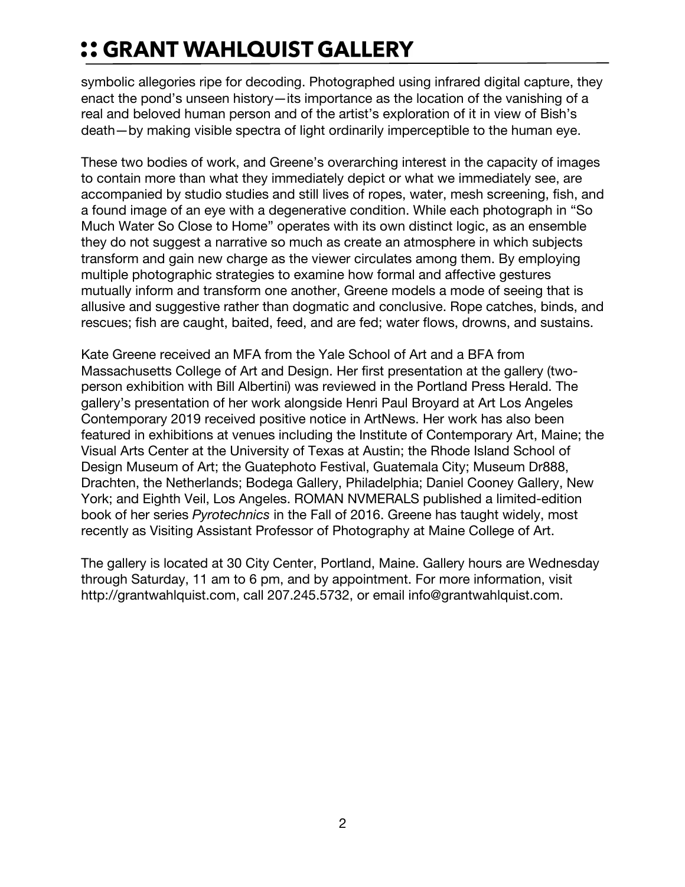symbolic allegories ripe for decoding. Photographed using infrared digital capture, they enact the pond's unseen history—its importance as the location of the vanishing of a real and beloved human person and of the artist's exploration of it in view of Bish's death—by making visible spectra of light ordinarily imperceptible to the human eye.

These two bodies of work, and Greene's overarching interest in the capacity of images to contain more than what they immediately depict or what we immediately see, are accompanied by studio studies and still lives of ropes, water, mesh screening, fish, and a found image of an eye with a degenerative condition. While each photograph in "So Much Water So Close to Home" operates with its own distinct logic, as an ensemble they do not suggest a narrative so much as create an atmosphere in which subjects transform and gain new charge as the viewer circulates among them. By employing multiple photographic strategies to examine how formal and affective gestures mutually inform and transform one another, Greene models a mode of seeing that is allusive and suggestive rather than dogmatic and conclusive. Rope catches, binds, and rescues; fish are caught, baited, feed, and are fed; water flows, drowns, and sustains.

Kate Greene received an MFA from the Yale School of Art and a BFA from Massachusetts College of Art and Design. Her first presentation at the gallery (two-person exhibition with Bill Albertini) was reviewed in the Portland Press Herald. The gallery's presentation of her work alongside Henri Paul Broyard at Art Los Angeles Contemporary 2019 received positive notice in ArtNews. Her work has also been featured in exhibitions at venues including the Institute of Contemporary Art, Maine; the Visual Arts Center at the University of Texas at Austin; the Rhode Island School of Design Museum of Art; the Guatephoto Festival, Guatemala City; Museum Dr888, Drachten, the Netherlands; Bodega Gallery, Philadelphia; Daniel Cooney Gallery, New York; and Eighth Veil, Los Angeles. ROMAN NVMERALS published a limited-edition book of her series *Pyrotechnics* in the Fall of 2016. Greene has taught widely, most recently as Visiting Assistant Professor of Photography at Maine College of Art.

The gallery is located at 30 City Center, Portland, Maine. Gallery hours are Wednesday through Saturday, 11 am to 6 pm, and by appointment. For more information, visit http://grantwahlquist.com, call 207.245.5732, or email info@grantwahlquist.com.